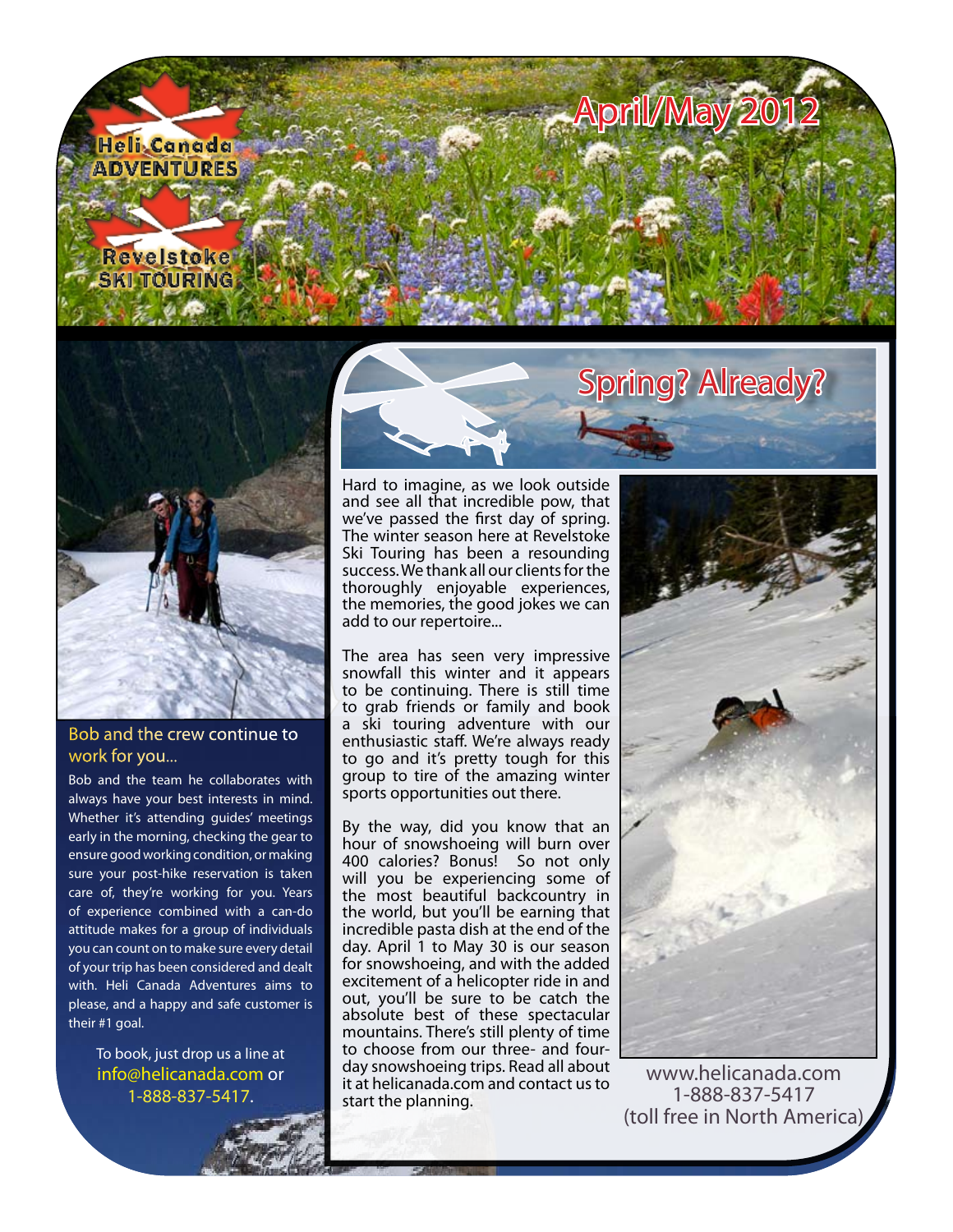Heli Canada ADVENTURES

Revelstoke SKI TOURING

# April/May 2012

## Spring? Already?

Hard to imagine, as we look outside and see all that incredible pow, that we've passed the first day of spring. The winter season here at Revelstoke Ski Touring has been a resounding success. We thank all our clients for the thoroughly enjoyable experiences, the memories, the good jokes we can add to our repertoire...

The area has seen very impressive snowfall this winter and it appears to be continuing. There is still time to grab friends or family and book a ski touring adventure with our enthusiastic staff. We're always ready to go and it's pretty tough for this group to tire of the amazing winter sports opportunities out there.

By the way, did you know that an hour of snowshoeing will burn over 400 calories? Bonus! So not only will you be experiencing some of the most beautiful backcountry in the world, but you'll be earning that incredible pasta dish at the end of the day. April 1 to May 30 is our season for snowshoeing, and with the added excitement of a helicopter ride in and out, you'll be sure to be catch the absolute best of these spectacular mountains. There's still plenty of time to choose from our three- and four-day snowshoeing trips. Read all about it at helicanada.com and contact us to start the planning.

www.helicanada.com
1-888-837-5417
(toll free in North America)

### Bob and the crew continue to work for you...

Bob and the team he collaborates with always have your best interests in mind. Whether it's attending guides' meetings early in the morning, checking the gear to ensure good working condition, or making sure your post-hike reservation is taken care of, they're working for you. Years of experience combined with a can-do attitude makes for a group of individuals you can count on to make sure every detail of your trip has been considered and dealt with. Heli Canada Adventures aims to please, and a happy and safe customer is their #1 goal.

To book, just drop us a line at info@helicanada.com or 1-888-837-5417.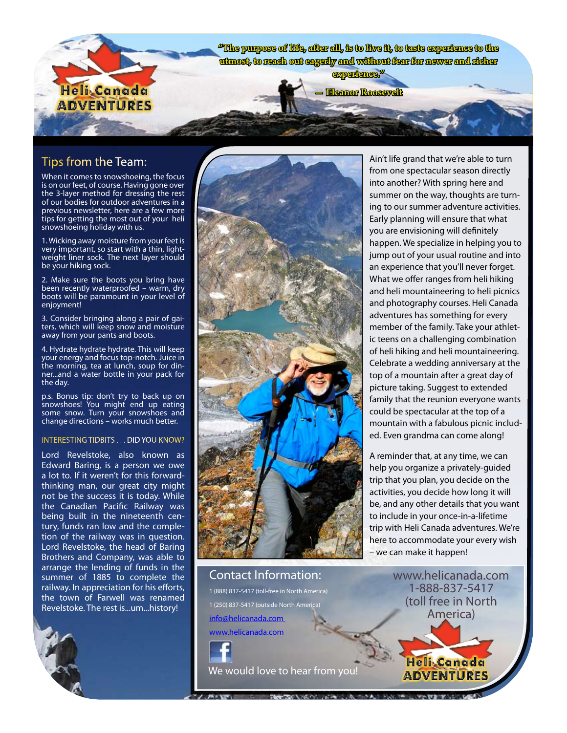"The purpose of life, after all, is to live it, to taste experience to the utmost, to reach out eagerly and without fear for newer and richer experience."

— Eleanor Roosevelt

## Tips from the Team:

When it comes to snowshoeing, the focus is on our feet, of course. Having gone over the 3-layer method for dressing the rest of our bodies for outdoor adventures in a previous newsletter, here are a few more tips for getting the most out of your heli snowshoeing holiday with us.

1. Wicking away moisture from your feet is very important, so start with a thin, lightweight liner sock. The next layer should be your hiking sock.

2. Make sure the boots you bring have been recently waterproofed – warm, dry boots will be paramount in your level of enjoyment!

3. Consider bringing along a pair of gaiters, which will keep snow and moisture away from your pants and boots.

4. Hydrate hydrate hydrate. This will keep your energy and focus top-notch. Juice in the morning, tea at lunch, soup for dinner...and a water bottle in your pack for the day.

p.s. Bonus tip: don't try to back up on snowshoes! You might end up eating some snow. Turn your snowshoes and change directions – works much better.

### INTERESTING TIDBITS . . . DID YOU KNOW?

Lord Revelstoke, also known as Edward Baring, is a person we owe a lot to. If it weren't for this forward-thinking man, our great city might not be the success it is today. While the Canadian Pacific Railway was being built in the nineteenth century, funds ran low and the completion of the railway was in question. Lord Revelstoke, the head of Baring Brothers and Company, was able to arrange the lending of funds in the summer of 1885 to complete the railway. In appreciation for his efforts, the town of Farwell was renamed Revelstoke. The rest is...um...history!

Ain't life grand that we're able to turn from one spectacular season directly into another? With spring here and summer on the way, thoughts are turning to our summer adventure activities. Early planning will ensure that what you are envisioning will definitely happen. We specialize in helping you to jump out of your usual routine and into an experience that you'll never forget. What we offer ranges from heli hiking and heli mountaineering to heli picnics and photography courses. Heli Canada adventures has something for every member of the family. Take your athletic teens on a challenging combination of heli hiking and heli mountaineering. Celebrate a wedding anniversary at the top of a mountain after a great day of picture taking. Suggest to extended family that the reunion everyone wants could be spectacular at the top of a mountain with a fabulous picnic included. Even grandma can come along!

A reminder that, at any time, we can help you organize a privately-guided trip that you plan, you decide on the activities, you decide how long it will be, and any other details that you want to include in your once-in-a-lifetime trip with Heli Canada adventures. We're here to accommodate your every wish – we can make it happen!

## Contact Information:

1 (888) 837-5417 (toll-free in North America)

1 (250) 837-5417 (outside North America)

info@helicanada.com

www.helicanada.com

We would love to hear from you!

www.helicanada.com
1-888-837-5417
(toll free in North America)

Heli Canada ADVENTURES